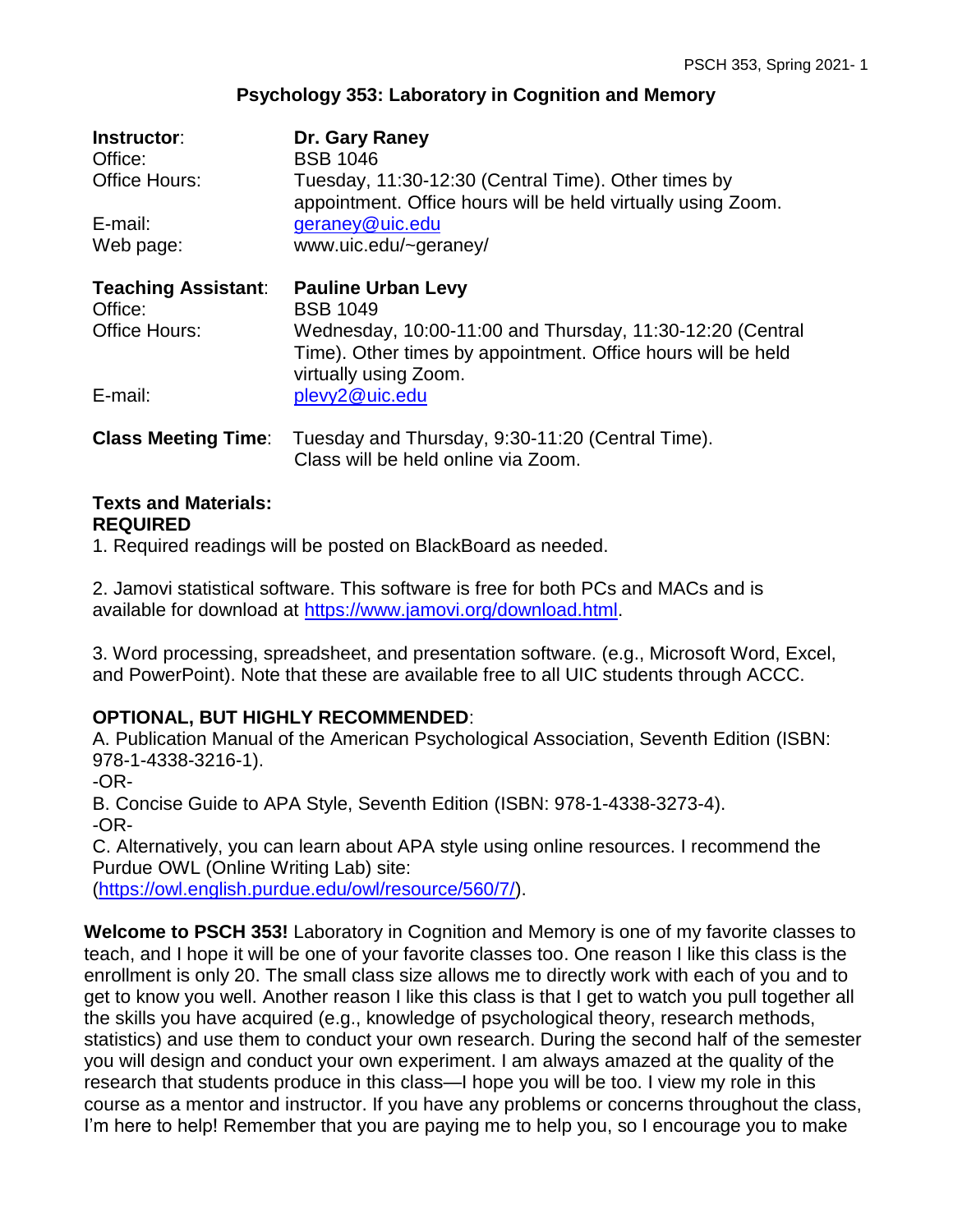# Psychology 353: Laboratory in Cognition and Memory

| | |
|---|---|
| **Instructor**: | **Dr. Gary Raney** |
| Office: | BSB 1046 |
| Office Hours: | Tuesday, 11:30-12:30 (Central Time). Other times by appointment. Office hours will be held virtually using Zoom. |
| E-mail: | geraney@uic.edu |
| Web page: | www.uic.edu/~geraney/ |
| **Teaching Assistant**: | **Pauline Urban Levy** |
| Office: | BSB 1049 |
| Office Hours: | Wednesday, 10:00-11:00 and Thursday, 11:30-12:20 (Central Time). Other times by appointment. Office hours will be held virtually using Zoom. |
| E-mail: | plevy2@uic.edu |
| **Class Meeting Time**: | Tuesday and Thursday, 9:30-11:20 (Central Time). Class will be held online via Zoom. |

**Texts and Materials:**
**REQUIRED**

1. Required readings will be posted on BlackBoard as needed.

2. Jamovi statistical software. This software is free for both PCs and MACs and is available for download at https://www.jamovi.org/download.html.

3. Word processing, spreadsheet, and presentation software. (e.g., Microsoft Word, Excel, and PowerPoint). Note that these are available free to all UIC students through ACCC.

**OPTIONAL, BUT HIGHLY RECOMMENDED**:

A. Publication Manual of the American Psychological Association, Seventh Edition (ISBN: 978-1-4338-3216-1).
-OR-
B. Concise Guide to APA Style, Seventh Edition (ISBN: 978-1-4338-3273-4).
-OR-
C. Alternatively, you can learn about APA style using online resources. I recommend the Purdue OWL (Online Writing Lab) site:
(https://owl.english.purdue.edu/owl/resource/560/7/).

**Welcome to PSCH 353!** Laboratory in Cognition and Memory is one of my favorite classes to teach, and I hope it will be one of your favorite classes too. One reason I like this class is the enrollment is only 20. The small class size allows me to directly work with each of you and to get to know you well. Another reason I like this class is that I get to watch you pull together all the skills you have acquired (e.g., knowledge of psychological theory, research methods, statistics) and use them to conduct your own research. During the second half of the semester you will design and conduct your own experiment. I am always amazed at the quality of the research that students produce in this class—I hope you will be too. I view my role in this course as a mentor and instructor. If you have any problems or concerns throughout the class, I'm here to help! Remember that you are paying me to help you, so I encourage you to make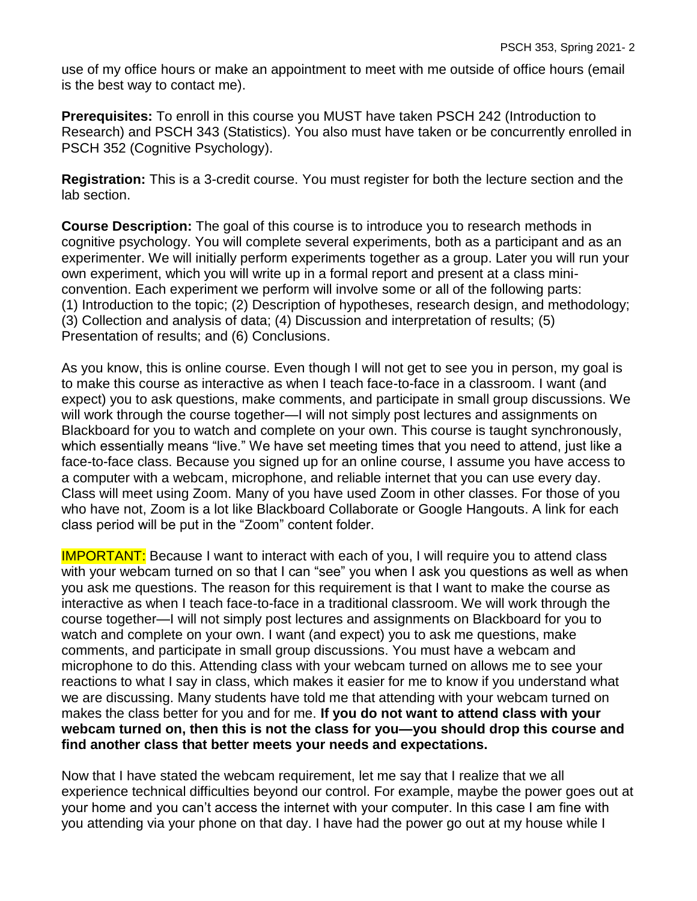use of my office hours or make an appointment to meet with me outside of office hours (email is the best way to contact me).

**Prerequisites:** To enroll in this course you MUST have taken PSCH 242 (Introduction to Research) and PSCH 343 (Statistics). You also must have taken or be concurrently enrolled in PSCH 352 (Cognitive Psychology).

**Registration:** This is a 3-credit course. You must register for both the lecture section and the lab section.

**Course Description:** The goal of this course is to introduce you to research methods in cognitive psychology. You will complete several experiments, both as a participant and as an experimenter. We will initially perform experiments together as a group. Later you will run your own experiment, which you will write up in a formal report and present at a class mini-convention. Each experiment we perform will involve some or all of the following parts: (1) Introduction to the topic; (2) Description of hypotheses, research design, and methodology; (3) Collection and analysis of data; (4) Discussion and interpretation of results; (5) Presentation of results; and (6) Conclusions.

As you know, this is online course. Even though I will not get to see you in person, my goal is to make this course as interactive as when I teach face-to-face in a classroom. I want (and expect) you to ask questions, make comments, and participate in small group discussions. We will work through the course together—I will not simply post lectures and assignments on Blackboard for you to watch and complete on your own. This course is taught synchronously, which essentially means "live." We have set meeting times that you need to attend, just like a face-to-face class. Because you signed up for an online course, I assume you have access to a computer with a webcam, microphone, and reliable internet that you can use every day. Class will meet using Zoom. Many of you have used Zoom in other classes. For those of you who have not, Zoom is a lot like Blackboard Collaborate or Google Hangouts. A link for each class period will be put in the "Zoom" content folder.

IMPORTANT: Because I want to interact with each of you, I will require you to attend class with your webcam turned on so that I can "see" you when I ask you questions as well as when you ask me questions. The reason for this requirement is that I want to make the course as interactive as when I teach face-to-face in a traditional classroom. We will work through the course together—I will not simply post lectures and assignments on Blackboard for you to watch and complete on your own. I want (and expect) you to ask me questions, make comments, and participate in small group discussions. You must have a webcam and microphone to do this. Attending class with your webcam turned on allows me to see your reactions to what I say in class, which makes it easier for me to know if you understand what we are discussing. Many students have told me that attending with your webcam turned on makes the class better for you and for me. **If you do not want to attend class with your webcam turned on, then this is not the class for you—you should drop this course and find another class that better meets your needs and expectations.**

Now that I have stated the webcam requirement, let me say that I realize that we all experience technical difficulties beyond our control. For example, maybe the power goes out at your home and you can't access the internet with your computer. In this case I am fine with you attending via your phone on that day. I have had the power go out at my house while I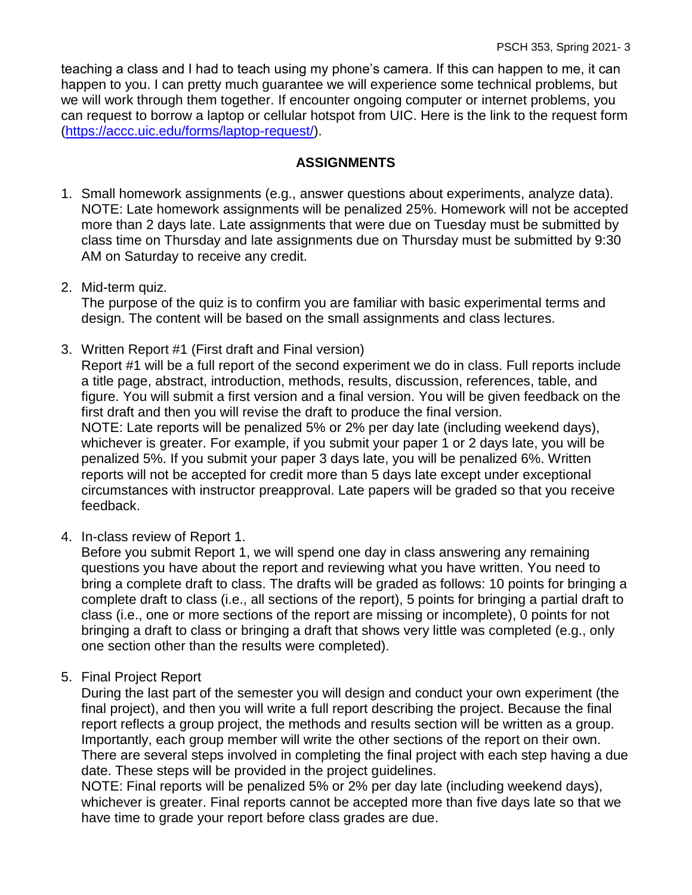teaching a class and I had to teach using my phone's camera. If this can happen to me, it can happen to you. I can pretty much guarantee we will experience some technical problems, but we will work through them together. If encounter ongoing computer or internet problems, you can request to borrow a laptop or cellular hotspot from UIC. Here is the link to the request form (https://accc.uic.edu/forms/laptop-request/).

## ASSIGNMENTS

1. Small homework assignments (e.g., answer questions about experiments, analyze data). NOTE: Late homework assignments will be penalized 25%. Homework will not be accepted more than 2 days late. Late assignments that were due on Tuesday must be submitted by class time on Thursday and late assignments due on Thursday must be submitted by 9:30 AM on Saturday to receive any credit.

2. Mid-term quiz.
   The purpose of the quiz is to confirm you are familiar with basic experimental terms and design. The content will be based on the small assignments and class lectures.

3. Written Report #1 (First draft and Final version)
   Report #1 will be a full report of the second experiment we do in class. Full reports include a title page, abstract, introduction, methods, results, discussion, references, table, and figure. You will submit a first version and a final version. You will be given feedback on the first draft and then you will revise the draft to produce the final version.
   NOTE: Late reports will be penalized 5% or 2% per day late (including weekend days), whichever is greater. For example, if you submit your paper 1 or 2 days late, you will be penalized 5%. If you submit your paper 3 days late, you will be penalized 6%. Written reports will not be accepted for credit more than 5 days late except under exceptional circumstances with instructor preapproval. Late papers will be graded so that you receive feedback.

4. In-class review of Report 1.
   Before you submit Report 1, we will spend one day in class answering any remaining questions you have about the report and reviewing what you have written. You need to bring a complete draft to class. The drafts will be graded as follows: 10 points for bringing a complete draft to class (i.e., all sections of the report), 5 points for bringing a partial draft to class (i.e., one or more sections of the report are missing or incomplete), 0 points for not bringing a draft to class or bringing a draft that shows very little was completed (e.g., only one section other than the results were completed).

5. Final Project Report
   During the last part of the semester you will design and conduct your own experiment (the final project), and then you will write a full report describing the project. Because the final report reflects a group project, the methods and results section will be written as a group. Importantly, each group member will write the other sections of the report on their own. There are several steps involved in completing the final project with each step having a due date. These steps will be provided in the project guidelines.
   NOTE: Final reports will be penalized 5% or 2% per day late (including weekend days), whichever is greater. Final reports cannot be accepted more than five days late so that we have time to grade your report before class grades are due.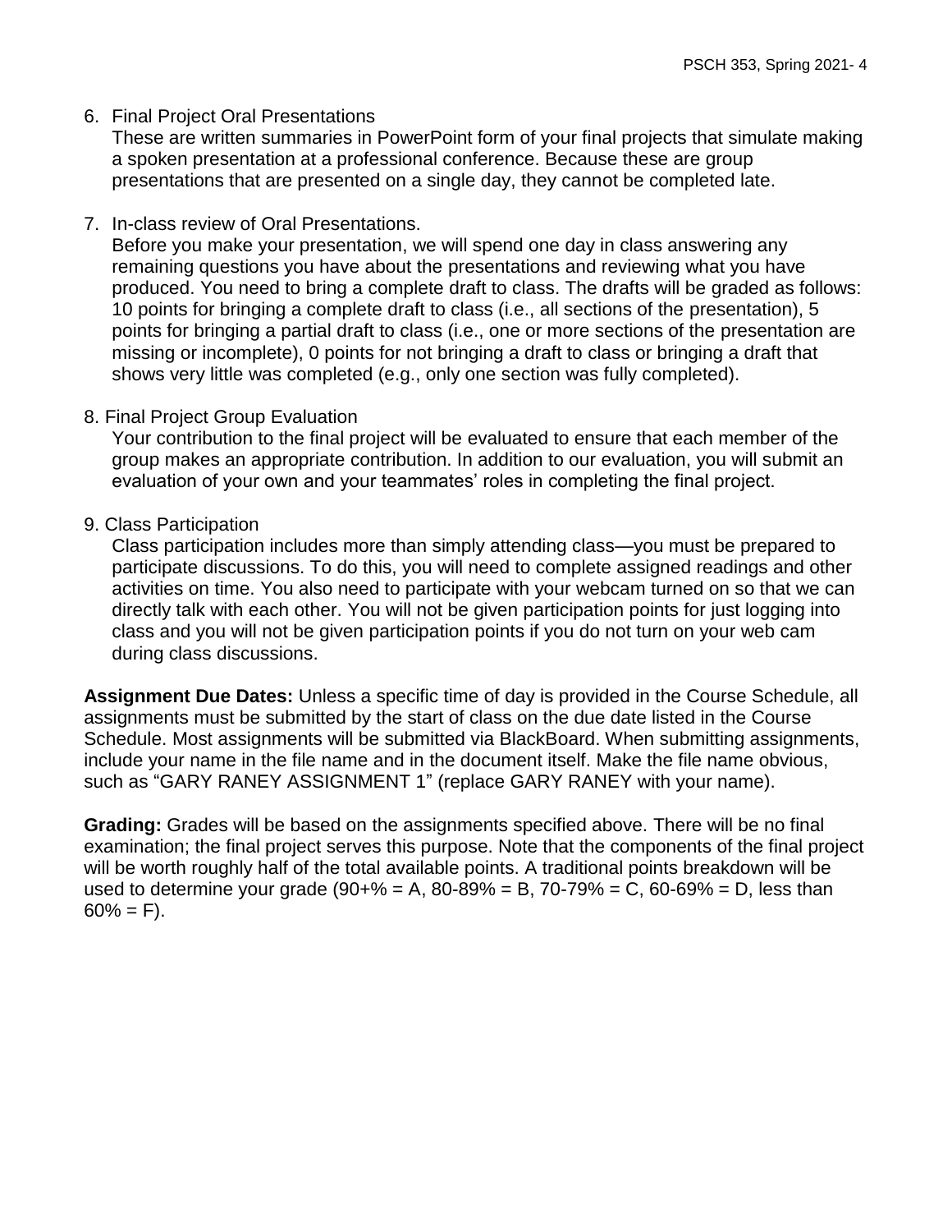6. Final Project Oral Presentations

   These are written summaries in PowerPoint form of your final projects that simulate making a spoken presentation at a professional conference. Because these are group presentations that are presented on a single day, they cannot be completed late.

7. In-class review of Oral Presentations.

   Before you make your presentation, we will spend one day in class answering any remaining questions you have about the presentations and reviewing what you have produced. You need to bring a complete draft to class. The drafts will be graded as follows: 10 points for bringing a complete draft to class (i.e., all sections of the presentation), 5 points for bringing a partial draft to class (i.e., one or more sections of the presentation are missing or incomplete), 0 points for not bringing a draft to class or bringing a draft that shows very little was completed (e.g., only one section was fully completed).

8. Final Project Group Evaluation

   Your contribution to the final project will be evaluated to ensure that each member of the group makes an appropriate contribution. In addition to our evaluation, you will submit an evaluation of your own and your teammates' roles in completing the final project.

9. Class Participation

   Class participation includes more than simply attending class—you must be prepared to participate discussions. To do this, you will need to complete assigned readings and other activities on time. You also need to participate with your webcam turned on so that we can directly talk with each other. You will not be given participation points for just logging into class and you will not be given participation points if you do not turn on your web cam during class discussions.

**Assignment Due Dates:** Unless a specific time of day is provided in the Course Schedule, all assignments must be submitted by the start of class on the due date listed in the Course Schedule. Most assignments will be submitted via BlackBoard. When submitting assignments, include your name in the file name and in the document itself. Make the file name obvious, such as "GARY RANEY ASSIGNMENT 1" (replace GARY RANEY with your name).

**Grading:** Grades will be based on the assignments specified above. There will be no final examination; the final project serves this purpose. Note that the components of the final project will be worth roughly half of the total available points. A traditional points breakdown will be used to determine your grade (90+% = A, 80-89% = B, 70-79% = C, 60-69% = D, less than 60% = F).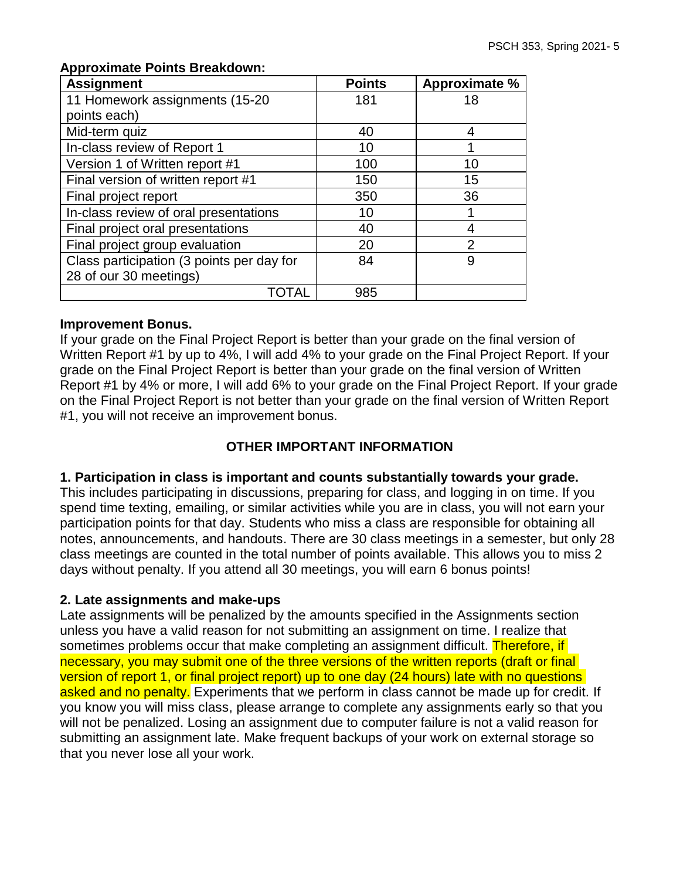**Approximate Points Breakdown:**

| Assignment | Points | Approximate % |
|---|---|---|
| 11 Homework assignments (15-20 points each) | 181 | 18 |
| Mid-term quiz | 40 | 4 |
| In-class review of Report 1 | 10 | 1 |
| Version 1 of Written report #1 | 100 | 10 |
| Final version of written report #1 | 150 | 15 |
| Final project report | 350 | 36 |
| In-class review of oral presentations | 10 | 1 |
| Final project oral presentations | 40 | 4 |
| Final project group evaluation | 20 | 2 |
| Class participation (3 points per day for 28 of our 30 meetings) | 84 | 9 |
| TOTAL | 985 | |

**Improvement Bonus.**

If your grade on the Final Project Report is better than your grade on the final version of Written Report #1 by up to 4%, I will add 4% to your grade on the Final Project Report. If your grade on the Final Project Report is better than your grade on the final version of Written Report #1 by 4% or more, I will add 6% to your grade on the Final Project Report. If your grade on the Final Project Report is not better than your grade on the final version of Written Report #1, you will not receive an improvement bonus.

## OTHER IMPORTANT INFORMATION

**1. Participation in class is important and counts substantially towards your grade.**

This includes participating in discussions, preparing for class, and logging in on time. If you spend time texting, emailing, or similar activities while you are in class, you will not earn your participation points for that day. Students who miss a class are responsible for obtaining all notes, announcements, and handouts. There are 30 class meetings in a semester, but only 28 class meetings are counted in the total number of points available. This allows you to miss 2 days without penalty. If you attend all 30 meetings, you will earn 6 bonus points!

**2. Late assignments and make-ups**

Late assignments will be penalized by the amounts specified in the Assignments section unless you have a valid reason for not submitting an assignment on time. I realize that sometimes problems occur that make completing an assignment difficult. Therefore, if necessary, you may submit one of the three versions of the written reports (draft or final version of report 1, or final project report) up to one day (24 hours) late with no questions asked and no penalty. Experiments that we perform in class cannot be made up for credit. If you know you will miss class, please arrange to complete any assignments early so that you will not be penalized. Losing an assignment due to computer failure is not a valid reason for submitting an assignment late. Make frequent backups of your work on external storage so that you never lose all your work.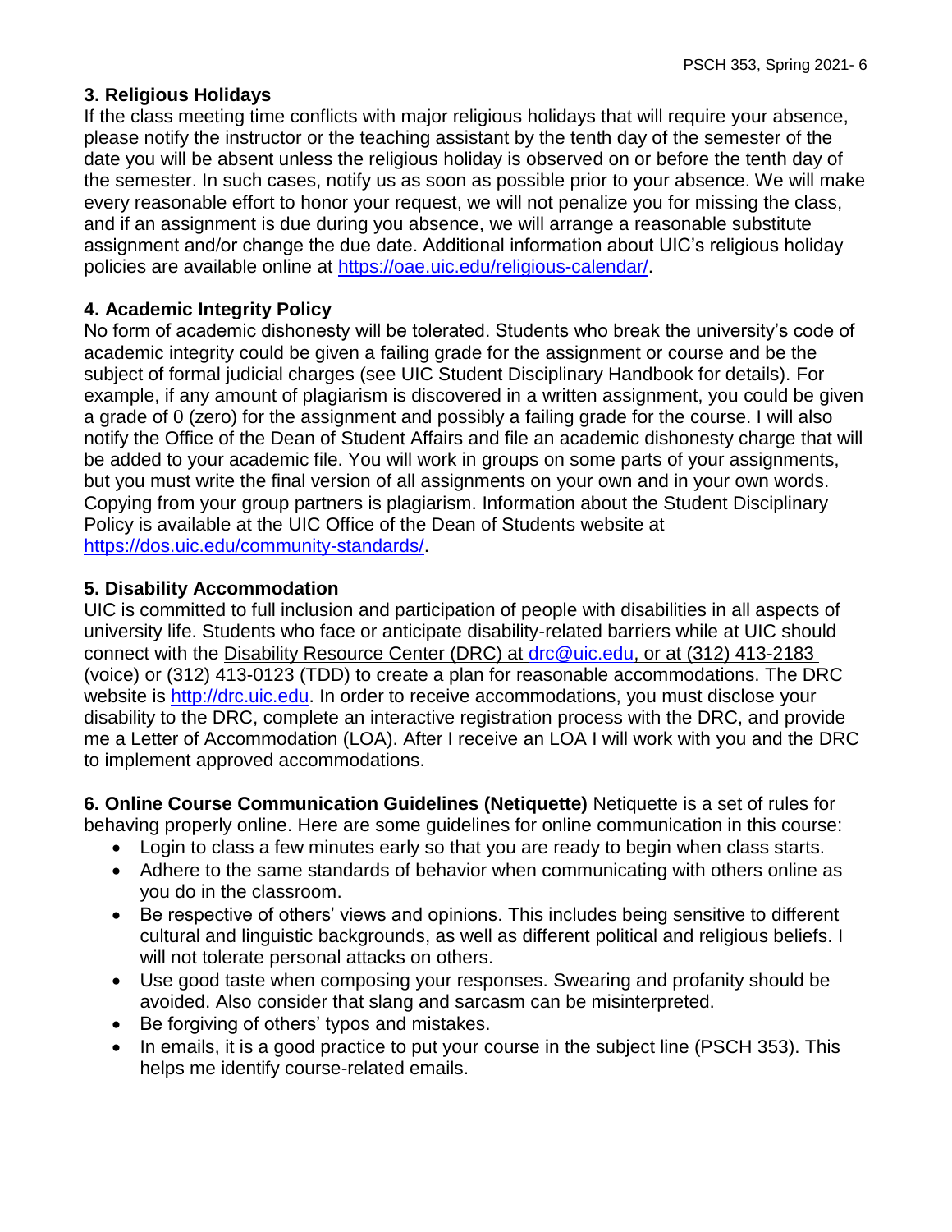### 3. Religious Holidays

If the class meeting time conflicts with major religious holidays that will require your absence, please notify the instructor or the teaching assistant by the tenth day of the semester of the date you will be absent unless the religious holiday is observed on or before the tenth day of the semester. In such cases, notify us as soon as possible prior to your absence. We will make every reasonable effort to honor your request, we will not penalize you for missing the class, and if an assignment is due during you absence, we will arrange a reasonable substitute assignment and/or change the due date. Additional information about UIC's religious holiday policies are available online at https://oae.uic.edu/religious-calendar/.

### 4. Academic Integrity Policy

No form of academic dishonesty will be tolerated. Students who break the university's code of academic integrity could be given a failing grade for the assignment or course and be the subject of formal judicial charges (see UIC Student Disciplinary Handbook for details). For example, if any amount of plagiarism is discovered in a written assignment, you could be given a grade of 0 (zero) for the assignment and possibly a failing grade for the course. I will also notify the Office of the Dean of Student Affairs and file an academic dishonesty charge that will be added to your academic file. You will work in groups on some parts of your assignments, but you must write the final version of all assignments on your own and in your own words. Copying from your group partners is plagiarism. Information about the Student Disciplinary Policy is available at the UIC Office of the Dean of Students website at https://dos.uic.edu/community-standards/.

### 5. Disability Accommodation

UIC is committed to full inclusion and participation of people with disabilities in all aspects of university life. Students who face or anticipate disability-related barriers while at UIC should connect with the Disability Resource Center (DRC) at drc@uic.edu, or at (312) 413-2183 (voice) or (312) 413-0123 (TDD) to create a plan for reasonable accommodations. The DRC website is http://drc.uic.edu. In order to receive accommodations, you must disclose your disability to the DRC, complete an interactive registration process with the DRC, and provide me a Letter of Accommodation (LOA). After I receive an LOA I will work with you and the DRC to implement approved accommodations.

**6. Online Course Communication Guidelines (Netiquette)** Netiquette is a set of rules for behaving properly online. Here are some guidelines for online communication in this course:

- Login to class a few minutes early so that you are ready to begin when class starts.
- Adhere to the same standards of behavior when communicating with others online as you do in the classroom.
- Be respective of others' views and opinions. This includes being sensitive to different cultural and linguistic backgrounds, as well as different political and religious beliefs. I will not tolerate personal attacks on others.
- Use good taste when composing your responses. Swearing and profanity should be avoided. Also consider that slang and sarcasm can be misinterpreted.
- Be forgiving of others' typos and mistakes.
- In emails, it is a good practice to put your course in the subject line (PSCH 353). This helps me identify course-related emails.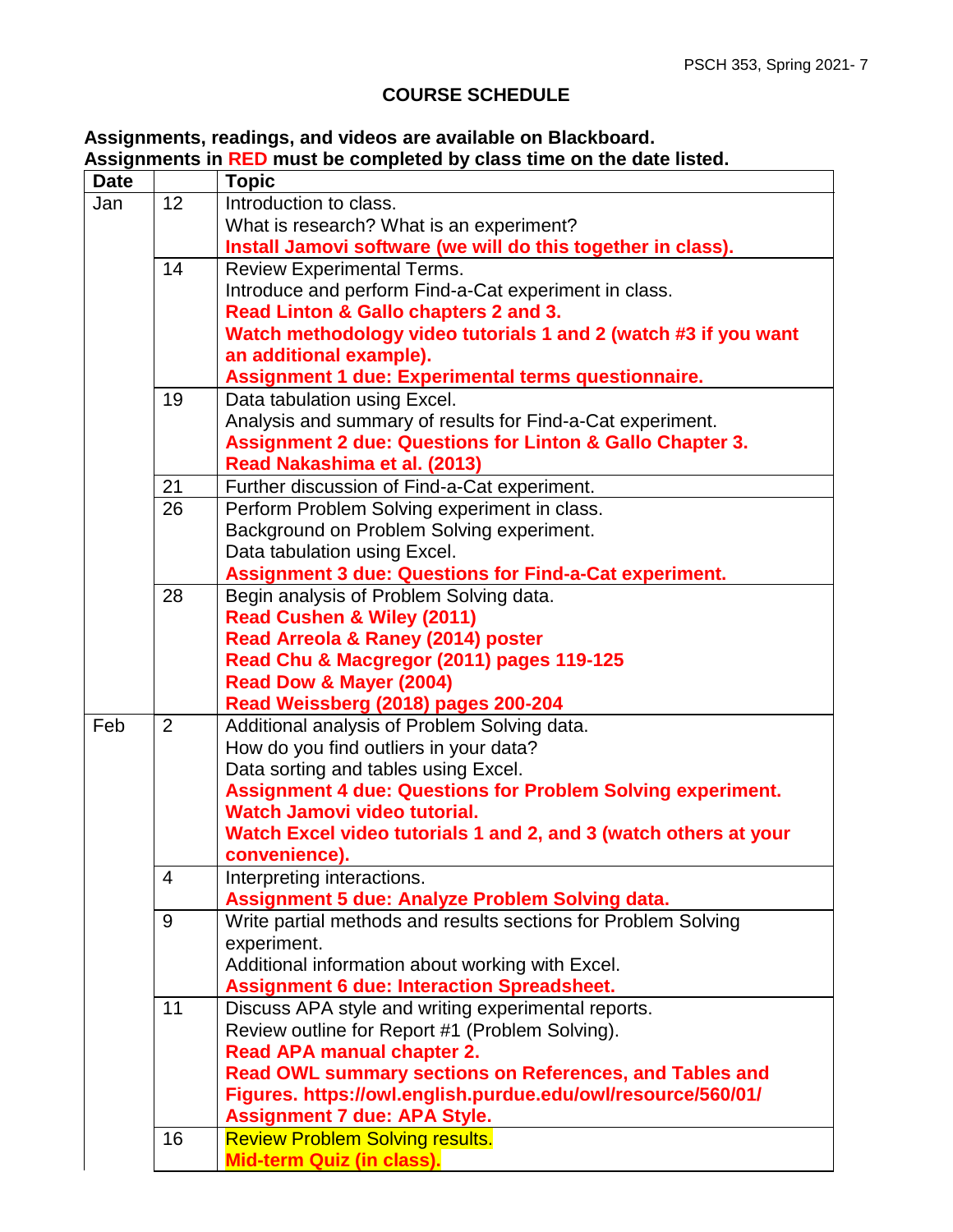## COURSE SCHEDULE

**Assignments, readings, and videos are available on Blackboard.**
**Assignments in RED must be completed by class time on the date listed.**

| Date | | Topic |
|---|---|---|
| Jan | 12 | Introduction to class.<br>What is research? What is an experiment?<br>**Install Jamovi software (we will do this together in class).** |
| | 14 | Review Experimental Terms.<br>Introduce and perform Find-a-Cat experiment in class.<br>**Read Linton & Gallo chapters 2 and 3.**<br>**Watch methodology video tutorials 1 and 2 (watch #3 if you want an additional example).**<br>**Assignment 1 due: Experimental terms questionnaire.** |
| | 19 | Data tabulation using Excel.<br>Analysis and summary of results for Find-a-Cat experiment.<br>**Assignment 2 due: Questions for Linton & Gallo Chapter 3.**<br>**Read Nakashima et al. (2013)** |
| | 21 | Further discussion of Find-a-Cat experiment. |
| | 26 | Perform Problem Solving experiment in class.<br>Background on Problem Solving experiment.<br>Data tabulation using Excel.<br>**Assignment 3 due: Questions for Find-a-Cat experiment.** |
| | 28 | Begin analysis of Problem Solving data.<br>**Read Cushen & Wiley (2011)**<br>**Read Arreola & Raney (2014) poster**<br>**Read Chu & Macgregor (2011) pages 119-125**<br>**Read Dow & Mayer (2004)**<br>**Read Weissberg (2018) pages 200-204** |
| Feb | 2 | Additional analysis of Problem Solving data.<br>How do you find outliers in your data?<br>Data sorting and tables using Excel.<br>**Assignment 4 due: Questions for Problem Solving experiment.**<br>**Watch Jamovi video tutorial.**<br>**Watch Excel video tutorials 1 and 2, and 3 (watch others at your convenience).** |
| | 4 | Interpreting interactions.<br>**Assignment 5 due: Analyze Problem Solving data.** |
| | 9 | Write partial methods and results sections for Problem Solving experiment.<br>Additional information about working with Excel.<br>**Assignment 6 due: Interaction Spreadsheet.** |
| | 11 | Discuss APA style and writing experimental reports.<br>Review outline for Report #1 (Problem Solving).<br>**Read APA manual chapter 2.**<br>**Read OWL summary sections on References, and Tables and Figures. https://owl.english.purdue.edu/owl/resource/560/01/**<br>**Assignment 7 due: APA Style.** |
| | 16 | **Review Problem Solving results.**<br>**Mid-term Quiz (in class).** |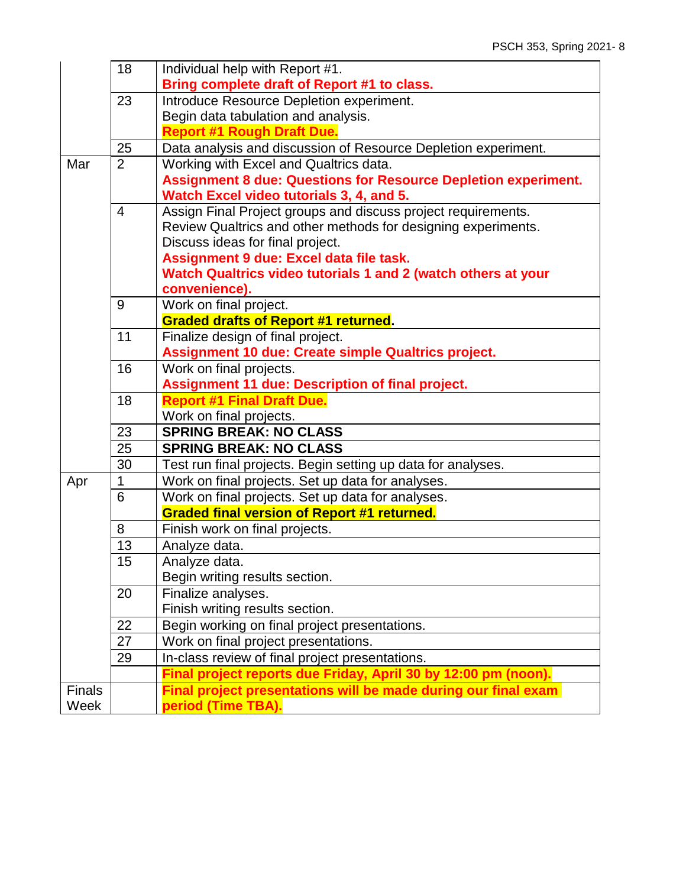| | | |
|---|---|---|
| | 18 | Individual help with Report #1.<br>**Bring complete draft of Report #1 to class.** |
| | 23 | Introduce Resource Depletion experiment.<br>Begin data tabulation and analysis.<br>**Report #1 Rough Draft Due.** |
| | 25 | Data analysis and discussion of Resource Depletion experiment. |
| Mar | 2 | Working with Excel and Qualtrics data.<br>**Assignment 8 due: Questions for Resource Depletion experiment.**<br>**Watch Excel video tutorials 3, 4, and 5.** |
| | 4 | Assign Final Project groups and discuss project requirements.<br>Review Qualtrics and other methods for designing experiments.<br>Discuss ideas for final project.<br>**Assignment 9 due: Excel data file task.**<br>**Watch Qualtrics video tutorials 1 and 2 (watch others at your convenience).** |
| | 9 | Work on final project.<br>**Graded drafts of Report #1 returned.** |
| | 11 | Finalize design of final project.<br>**Assignment 10 due: Create simple Qualtrics project.** |
| | 16 | Work on final projects.<br>**Assignment 11 due: Description of final project.** |
| | 18 | **Report #1 Final Draft Due.**<br>Work on final projects. |
| | 23 | **SPRING BREAK: NO CLASS** |
| | 25 | **SPRING BREAK: NO CLASS** |
| | 30 | Test run final projects. Begin setting up data for analyses. |
| Apr | 1 | Work on final projects. Set up data for analyses. |
| | 6 | Work on final projects. Set up data for analyses.<br>**Graded final version of Report #1 returned.** |
| | 8 | Finish work on final projects. |
| | 13 | Analyze data. |
| | 15 | Analyze data.<br>Begin writing results section. |
| | 20 | Finalize analyses.<br>Finish writing results section. |
| | 22 | Begin working on final project presentations. |
| | 27 | Work on final project presentations. |
| | 29 | In-class review of final project presentations. |
| | | **Final project reports due Friday, April 30 by 12:00 pm (noon).** |
| Finals Week | | **Final project presentations will be made during our final exam period (Time TBA).** |